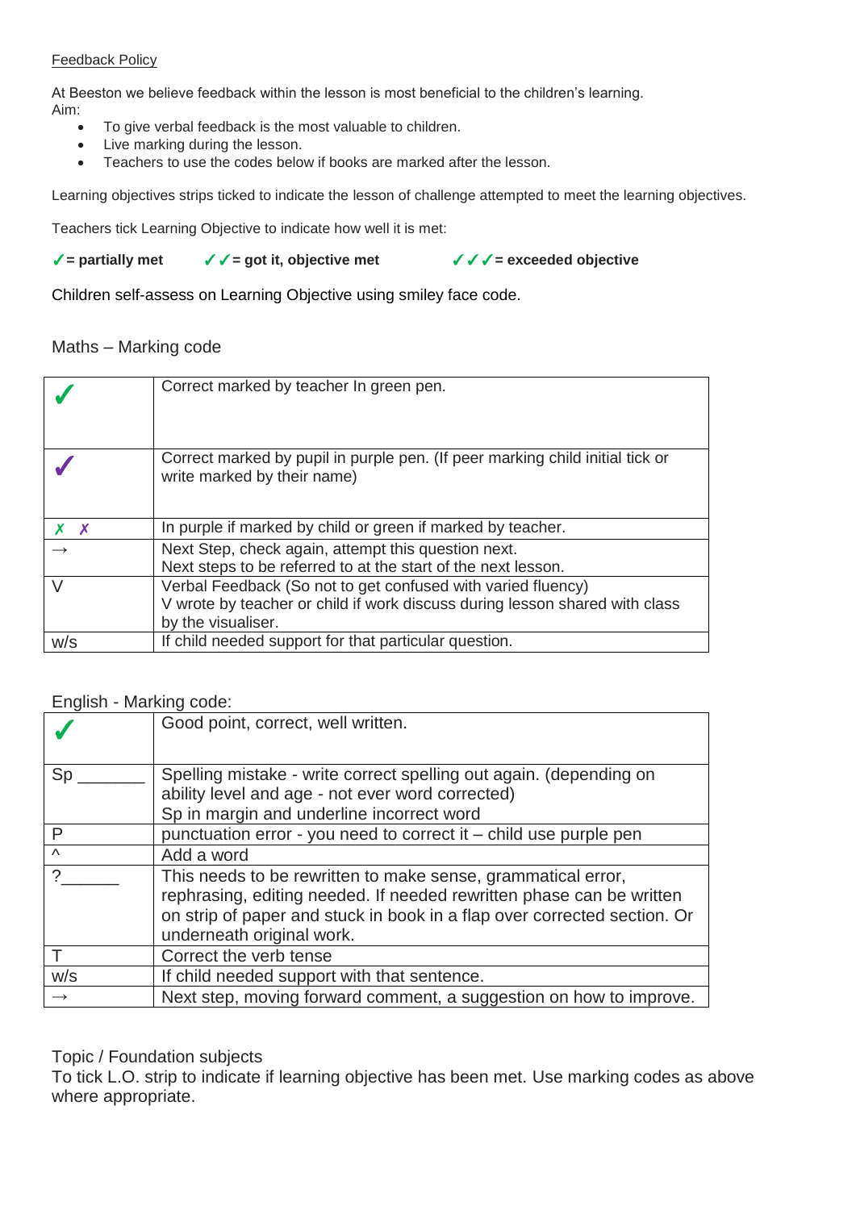Feedback Policy

At Beeston we believe feedback within the lesson is most beneficial to the children's learning.
Aim:

- To give verbal feedback is the most valuable to children.
- Live marking during the lesson.
- Teachers to use the codes below if books are marked after the lesson.

Learning objectives strips ticked to indicate the lesson of challenge attempted to meet the learning objectives.

Teachers tick Learning Objective to indicate how well it is met:

**✓= partially met**   **✓✓= got it, objective met**   **✓✓✓= exceeded objective**

Children self-assess on Learning Objective using smiley face code.

Maths – Marking code

| | |
|---|---|
| ✓ | Correct marked by teacher In green pen. |
| ✓ | Correct marked by pupil in purple pen. (If peer marking child initial tick or write marked by their name) |
| ✗ ✗ | In purple if marked by child or green if marked by teacher. |
| → | Next Step, check again, attempt this question next.<br>Next steps to be referred to at the start of the next lesson. |
| V | Verbal Feedback (So not to get confused with varied fluency)<br>V wrote by teacher or child if work discuss during lesson shared with class by the visualiser. |
| w/s | If child needed support for that particular question. |

English - Marking code:

| | |
|---|---|
| ✓ | Good point, correct, well written. |
| Sp _______ | Spelling mistake - write correct spelling out again. (depending on ability level and age - not ever word corrected)<br>Sp in margin and underline incorrect word |
| P | punctuation error - you need to correct it – child use purple pen |
| ^ | Add a word |
| ?______ | This needs to be rewritten to make sense, grammatical error, rephrasing, editing needed. If needed rewritten phase can be written on strip of paper and stuck in book in a flap over corrected section. Or underneath original work. |
| T | Correct the verb tense |
| w/s | If child needed support with that sentence. |
| → | Next step, moving forward comment, a suggestion on how to improve. |

Topic / Foundation subjects
To tick L.O. strip to indicate if learning objective has been met. Use marking codes as above where appropriate.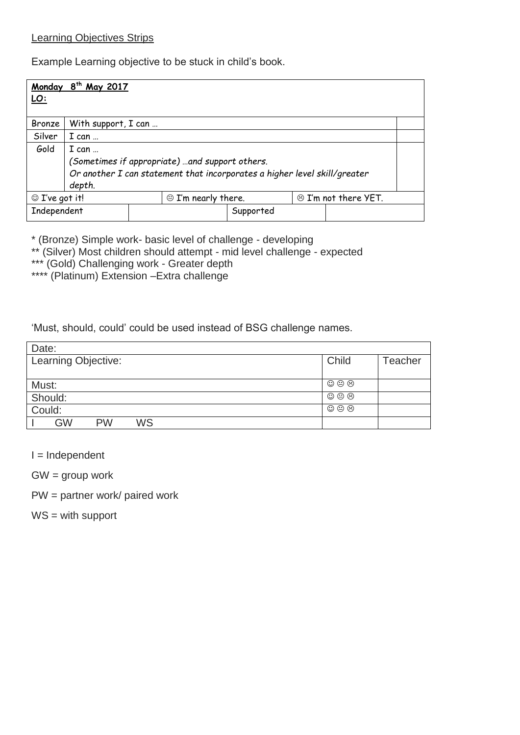Learning Objectives Strips

Example Learning objective to be stuck in child's book.

| | | | | | | |
|---|---|---|---|---|---|---|
| **Monday 8th May 2017**<br>**LO:** | | | | | | |
| Bronze | With support, I can … | | | | | |
| Silver | I can … | | | | | |
| Gold | I can …<br>*(Sometimes if appropriate) …and support others.*<br>*Or another I can statement that incorporates a higher level skill/greater depth.* | | | | | |
| ☺ I've got it! | | 😐 I'm nearly there. | | ☹ I'm not there YET. | | |
| Independent | | | Supported | | | |

\* (Bronze) Simple work- basic level of challenge - developing
** (Silver) Most children should attempt - mid level challenge - expected
*** (Gold) Challenging work - Greater depth
**** (Platinum) Extension –Extra challenge

'Must, should, could' could be used instead of BSG challenge names.

| | | |
|---|---|---|
| Date: | | |
| Learning Objective: | Child | Teacher |
| Must: | ☺ 😐 ☹ | |
| Should: | ☺ 😐 ☹ | |
| Could: | ☺ 😐 ☹ | |
| I GW PW WS | | |

I = Independent

GW = group work

PW = partner work/ paired work

WS = with support